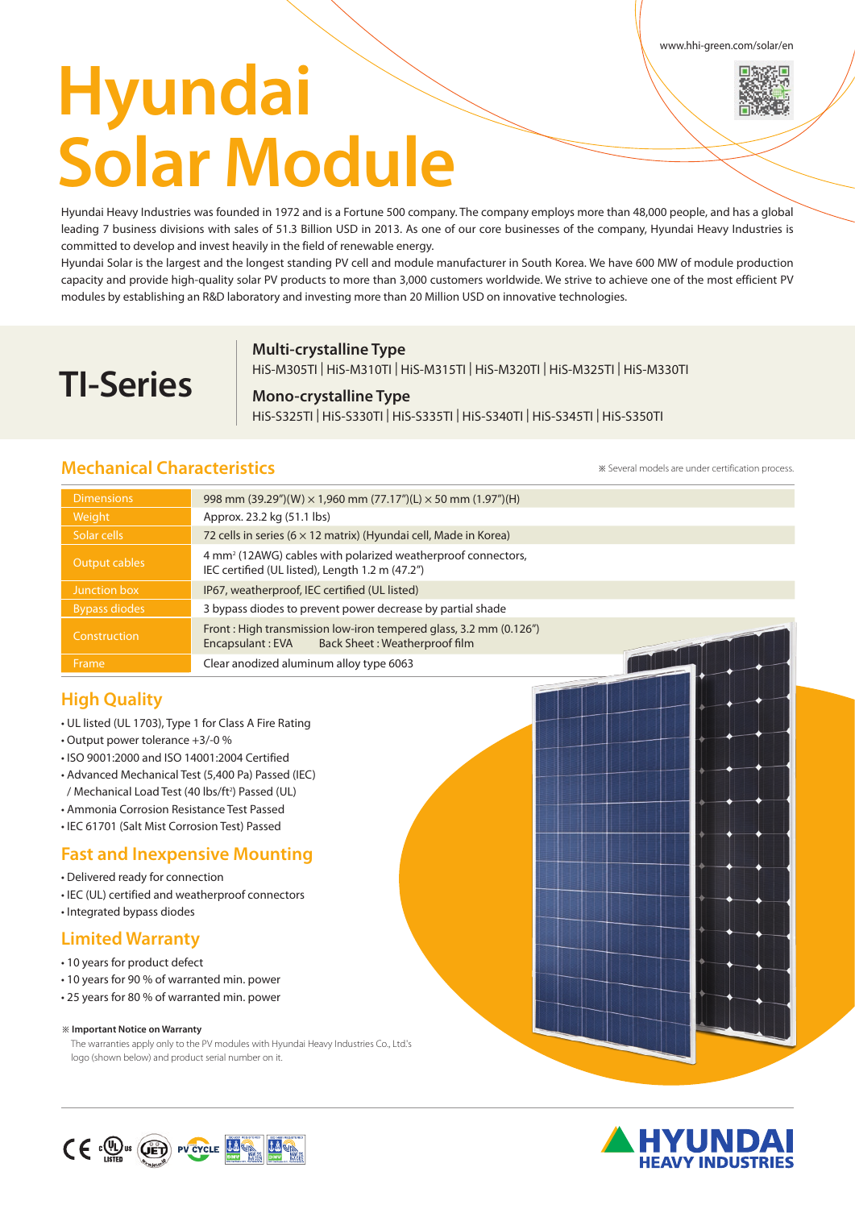www.hhi-green.com/solar/en

# Hyundai Solar Module

Hyundai Heavy Industries was founded in 1972 and is a Fortune 500 company. The company employs more than 48,000 people, and has a global leading 7 business divisions with sales of 51.3 Billion USD in 2013. As one of our core businesses of the company, Hyundai Heavy Industries is committed to develop and invest heavily in the field of renewable energy.

Hyundai Solar is the largest and the longest standing PV cell and module manufacturer in South Korea. We have 600 MW of module production capacity and provide high-quality solar PV products to more than 3,000 customers worldwide. We strive to achieve one of the most efficient PV modules by establishing an R&D laboratory and investing more than 20 Million USD on innovative technologies.

## TI-Series

**Multi-crystalline Type**

HiS-M305TI | HiS-M310TI | HiS-M315TI | HiS-M320TI | HiS-M325TI | HiS-M330TI

**Mono-crystalline Type**

HiS-S325TI | HiS-S330TI | HiS-S335TI | HiS-S340TI | HiS-S345TI | HiS-S350TI

## Mechanical Characteristics

※ Several models are under certification process.

| | |
|---|---|
| Dimensions | 998 mm (39.29")(W) × 1,960 mm (77.17")(L) × 50 mm (1.97")(H) |
| Weight | Approx. 23.2 kg (51.1 lbs) |
| Solar cells | 72 cells in series (6 × 12 matrix) (Hyundai cell, Made in Korea) |
| Output cables | 4 mm² (12AWG) cables with polarized weatherproof connectors, IEC certified (UL listed), Length 1.2 m (47.2") |
| Junction box | IP67, weatherproof, IEC certified (UL listed) |
| Bypass diodes | 3 bypass diodes to prevent power decrease by partial shade |
| Construction | Front : High transmission low-iron tempered glass, 3.2 mm (0.126") Encapsulant : EVA Back Sheet : Weatherproof film |
| Frame | Clear anodized aluminum alloy type 6063 |

## High Quality

- UL listed (UL 1703), Type 1 for Class A Fire Rating
- Output power tolerance +3/-0 %
- ISO 9001:2000 and ISO 14001:2004 Certified
- Advanced Mechanical Test (5,400 Pa) Passed (IEC) / Mechanical Load Test (40 lbs/ft²) Passed (UL)
- Ammonia Corrosion Resistance Test Passed
- IEC 61701 (Salt Mist Corrosion Test) Passed

## Fast and Inexpensive Mounting

- Delivered ready for connection
- IEC (UL) certified and weatherproof connectors
- Integrated bypass diodes

## Limited Warranty

- 10 years for product defect
- 10 years for 90 % of warranted min. power
- 25 years for 80 % of warranted min. power

※ **Important Notice on Warranty**

The warranties apply only to the PV modules with Hyundai Heavy Industries Co., Ltd.'s logo (shown below) and product serial number on it.

HYUNDAI HEAVY INDUSTRIES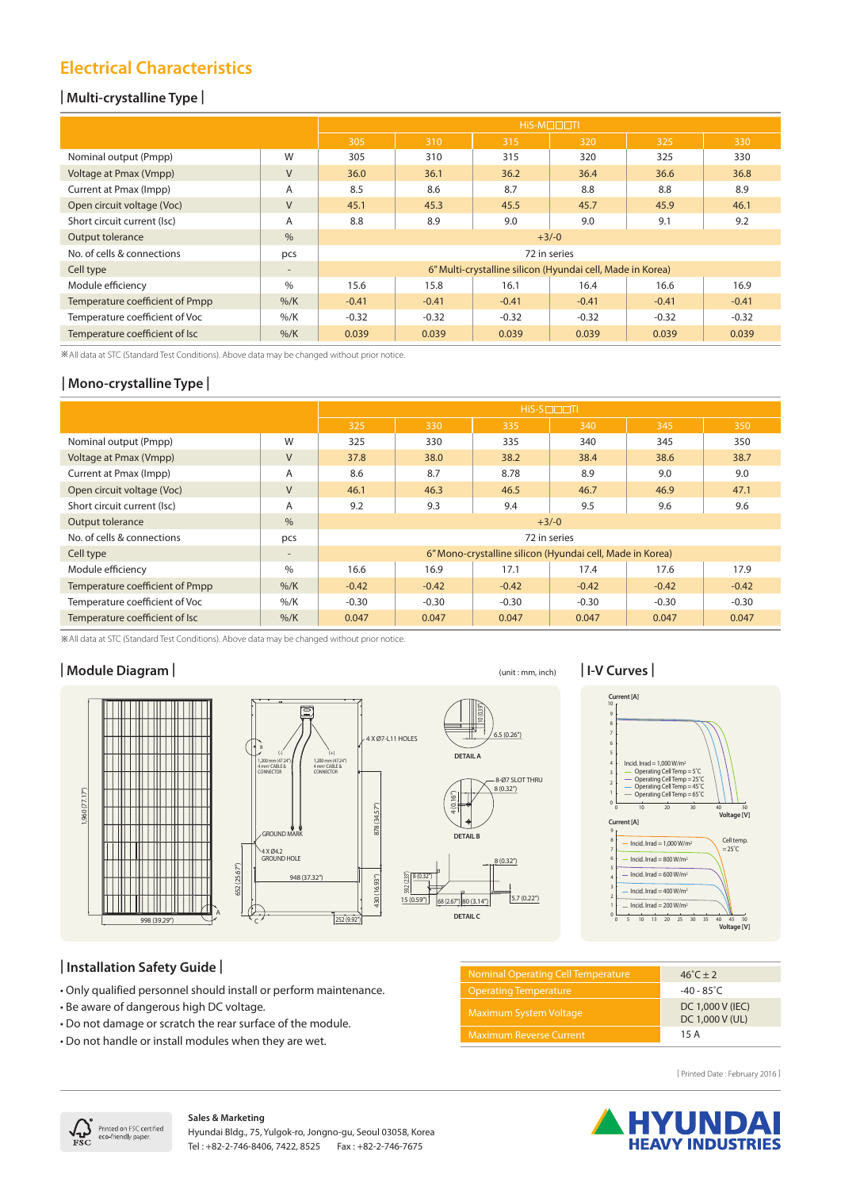## Electrical Characteristics

### | Multi-crystalline Type |

| | | HiS-M□□□TI | | | | | |
|---|---|---|---|---|---|---|---|
| | | 305 | 310 | 315 | 320 | 325 | 330 |
| Nominal output (Pmpp) | W | 305 | 310 | 315 | 320 | 325 | 330 |
| Voltage at Pmax (Vmpp) | V | 36.0 | 36.1 | 36.2 | 36.4 | 36.6 | 36.8 |
| Current at Pmax (Impp) | A | 8.5 | 8.6 | 8.7 | 8.8 | 8.8 | 8.9 |
| Open circuit voltage (Voc) | V | 45.1 | 45.3 | 45.5 | 45.7 | 45.9 | 46.1 |
| Short circuit current (Isc) | A | 8.8 | 8.9 | 9.0 | 9.0 | 9.1 | 9.2 |
| Output tolerance | % | +3/-0 | | | | | |
| No. of cells & connections | pcs | 72 in series | | | | | |
| Cell type | - | 6" Multi-crystalline silicon (Hyundai cell, Made in Korea) | | | | | |
| Module efficiency | % | 15.6 | 15.8 | 16.1 | 16.4 | 16.6 | 16.9 |
| Temperature coefficient of Pmpp | %/K | -0.41 | -0.41 | -0.41 | -0.41 | -0.41 | -0.41 |
| Temperature coefficient of Voc | %/K | -0.32 | -0.32 | -0.32 | -0.32 | -0.32 | -0.32 |
| Temperature coefficient of Isc | %/K | 0.039 | 0.039 | 0.039 | 0.039 | 0.039 | 0.039 |

※All data at STC (Standard Test Conditions). Above data may be changed without prior notice.

### | Mono-crystalline Type |

| | | HiS-S□□□TI | | | | | |
|---|---|---|---|---|---|---|---|
| | | 325 | 330 | 335 | 340 | 345 | 350 |
| Nominal output (Pmpp) | W | 325 | 330 | 335 | 340 | 345 | 350 |
| Voltage at Pmax (Vmpp) | V | 37.8 | 38.0 | 38.2 | 38.4 | 38.6 | 38.7 |
| Current at Pmax (Impp) | A | 8.6 | 8.7 | 8.78 | 8.9 | 9.0 | 9.0 |
| Open circuit voltage (Voc) | V | 46.1 | 46.3 | 46.5 | 46.7 | 46.9 | 47.1 |
| Short circuit current (Isc) | A | 9.2 | 9.3 | 9.4 | 9.5 | 9.6 | 9.6 |
| Output tolerance | % | +3/-0 | | | | | |
| No. of cells & connections | pcs | 72 in series | | | | | |
| Cell type | - | 6" Mono-crystalline silicon (Hyundai cell, Made in Korea) | | | | | |
| Module efficiency | % | 16.6 | 16.9 | 17.1 | 17.4 | 17.6 | 17.9 |
| Temperature coefficient of Pmpp | %/K | -0.42 | -0.42 | -0.42 | -0.42 | -0.42 | -0.42 |
| Temperature coefficient of Voc | %/K | -0.30 | -0.30 | -0.30 | -0.30 | -0.30 | -0.30 |
| Temperature coefficient of Isc | %/K | 0.047 | 0.047 | 0.047 | 0.047 | 0.047 | 0.047 |

※All data at STC (Standard Test Conditions). Above data may be changed without prior notice.

### | Module Diagram |

(unit : mm, inch)

1,960 (77.17")
998 (39.29")
4 X Ø7-L11 HOLES
1,200 mm (47.24") 4 mm² CABLE & CONNECTOR
GROUND MARK
4 X Ø4.2 GROUND HOLE
948 (37.32")
878 (34.57")
652 (25.67")
430 (16.93")
252 (9.92")
DETAIL A
6.5 (0.26")
10 (0.39")
DETAIL B
8-Ø7 SLOT THRU
8 (0.32")
4 (0.16")
DETAIL C
8 (0.32")
5.7 (0.22")
15 (0.59")
68 (2.67")
80 (3.14")
59.2 (2.33")

### | I-V Curves |

Current [A]
Incid. Irrad = 1,000 W/m²
Operating Cell Temp = 5˚C
Operating Cell Temp = 25˚C
Operating Cell Temp = 45˚C
Operating Cell Temp = 65˚C
Voltage [V]

Current [A]
Cell temp. = 25˚C
Incid. Irrad = 1,000 W/m²
Incid. Irrad = 800 W/m²
Incid. Irrad = 600 W/m²
Incid. Irrad = 400 W/m²
Incid. Irrad = 200 W/m²
Voltage [V]

### | Installation Safety Guide |

- Only qualified personnel should install or perform maintenance.
- Be aware of dangerous high DC voltage.
- Do not damage or scratch the rear surface of the module.
- Do not handle or install modules when they are wet.

| | |
|---|---|
| Nominal Operating Cell Temperature | 46˚C ± 2 |
| Operating Temperature | -40 - 85˚C |
| Maximum System Voltage | DC 1,000 V (IEC)<br>DC 1,000 V (UL) |
| Maximum Reverse Current | 15 A |

[ Printed Date : February 2016 ]

Printed on FSC certified eco-friendly paper.

**Sales & Marketing**
Hyundai Bldg., 75, Yulgok-ro, Jongno-gu, Seoul 03058, Korea
Tel : +82-2-746-8406, 7422, 8525 Fax : +82-2-746-7675

HYUNDAI HEAVY INDUSTRIES